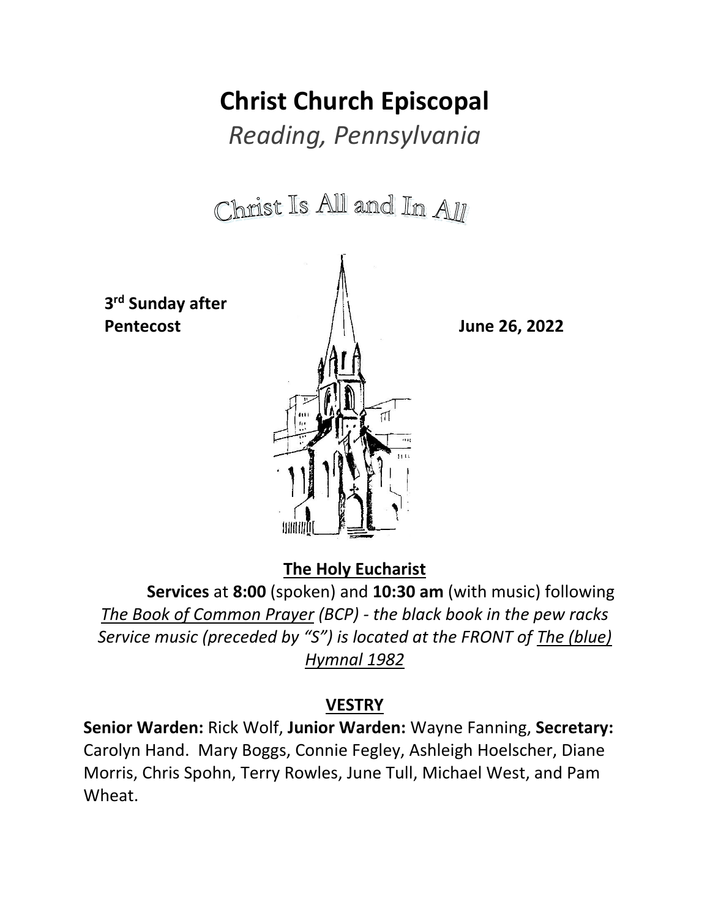# Christ Church Episcopal

*Reading, Pennsylvania*

Christ Is All and In All

**3rd Sunday after Pentecost** **June 26, 2022**

## The Holy Eucharist

**Services** at **8:00** (spoken) and **10:30 am** (with music) following *The Book of Common Prayer (BCP) - the black book in the pew racks Service music (preceded by "S") is located at the FRONT of The (blue) Hymnal 1982*

## VESTRY

**Senior Warden:** Rick Wolf, **Junior Warden:** Wayne Fanning, **Secretary:** Carolyn Hand. Mary Boggs, Connie Fegley, Ashleigh Hoelscher, Diane Morris, Chris Spohn, Terry Rowles, June Tull, Michael West, and Pam Wheat.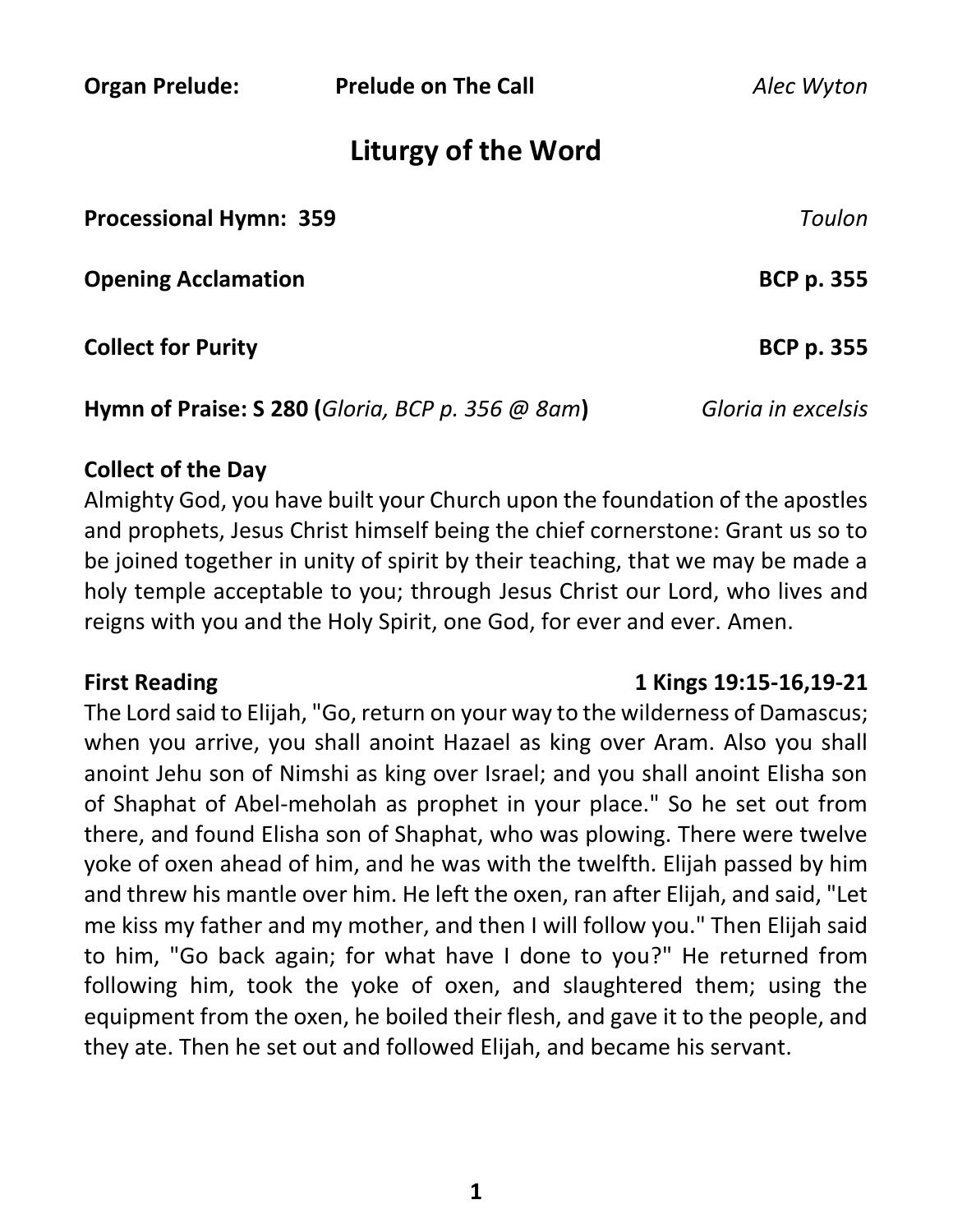**Organ Prelude:** **Prelude on The Call** *Alec Wyton*

## Liturgy of the Word

**Processional Hymn: 359** *Toulon*

**Opening Acclamation** **BCP p. 355**

**Collect for Purity** **BCP p. 355**

**Hymn of Praise: S 280 (***Gloria, BCP p. 356 @ 8am***)** *Gloria in excelsis*

**Collect of the Day**

Almighty God, you have built your Church upon the foundation of the apostles and prophets, Jesus Christ himself being the chief cornerstone: Grant us so to be joined together in unity of spirit by their teaching, that we may be made a holy temple acceptable to you; through Jesus Christ our Lord, who lives and reigns with you and the Holy Spirit, one God, for ever and ever. Amen.

**First Reading** **1 Kings 19:15-16,19-21**

The Lord said to Elijah, "Go, return on your way to the wilderness of Damascus; when you arrive, you shall anoint Hazael as king over Aram. Also you shall anoint Jehu son of Nimshi as king over Israel; and you shall anoint Elisha son of Shaphat of Abel-meholah as prophet in your place." So he set out from there, and found Elisha son of Shaphat, who was plowing. There were twelve yoke of oxen ahead of him, and he was with the twelfth. Elijah passed by him and threw his mantle over him. He left the oxen, ran after Elijah, and said, "Let me kiss my father and my mother, and then I will follow you." Then Elijah said to him, "Go back again; for what have I done to you?" He returned from following him, took the yoke of oxen, and slaughtered them; using the equipment from the oxen, he boiled their flesh, and gave it to the people, and they ate. Then he set out and followed Elijah, and became his servant.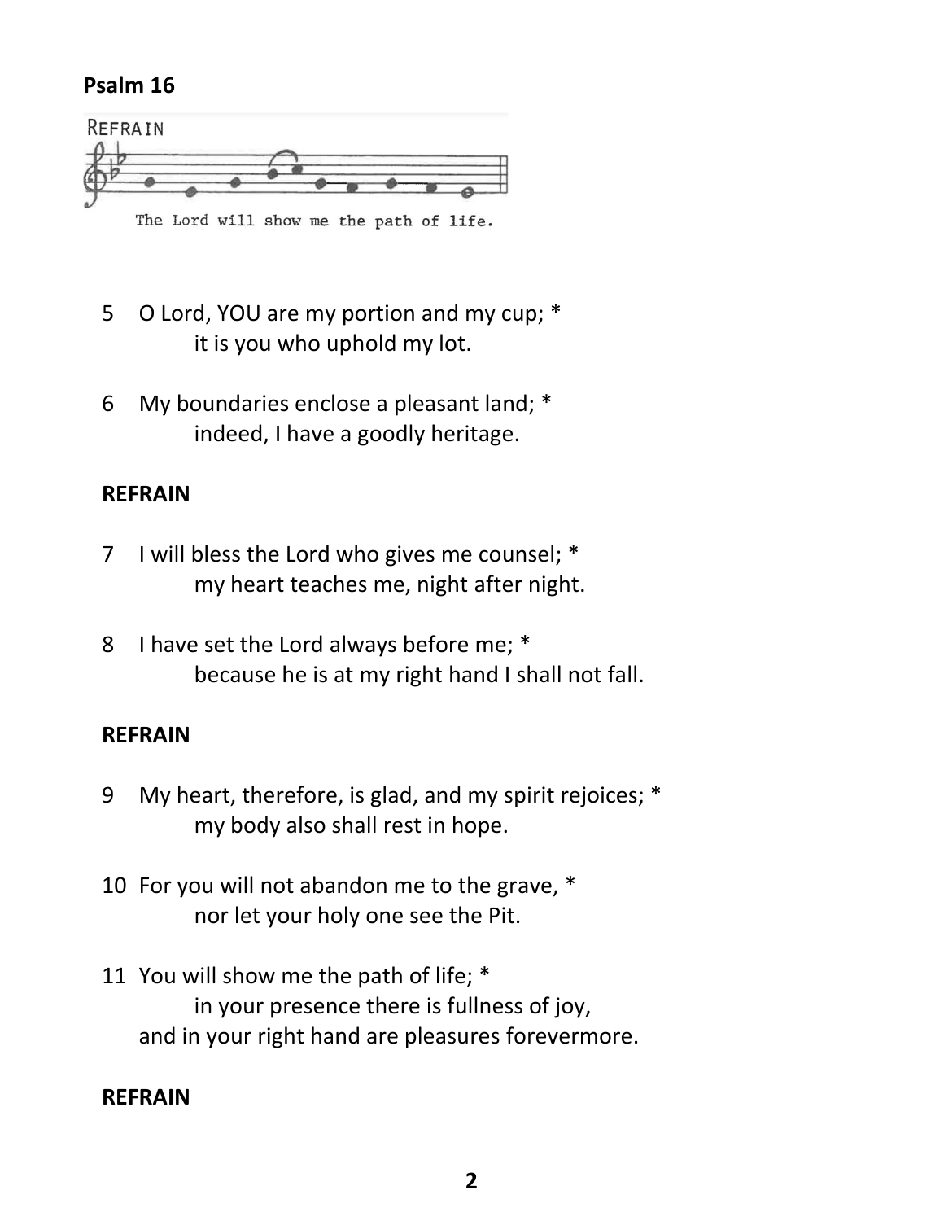**Psalm 16**

REFRAIN

The Lord will show me the path of life.

5 O Lord, YOU are my portion and my cup; *
 it is you who uphold my lot.

6 My boundaries enclose a pleasant land; *
 indeed, I have a goodly heritage.

**REFRAIN**

7 I will bless the Lord who gives me counsel; *
 my heart teaches me, night after night.

8 I have set the Lord always before me; *
 because he is at my right hand I shall not fall.

**REFRAIN**

9 My heart, therefore, is glad, and my spirit rejoices; *
 my body also shall rest in hope.

10 For you will not abandon me to the grave, *
 nor let your holy one see the Pit.

11 You will show me the path of life; *
 in your presence there is fullness of joy,
 and in your right hand are pleasures forevermore.

**REFRAIN**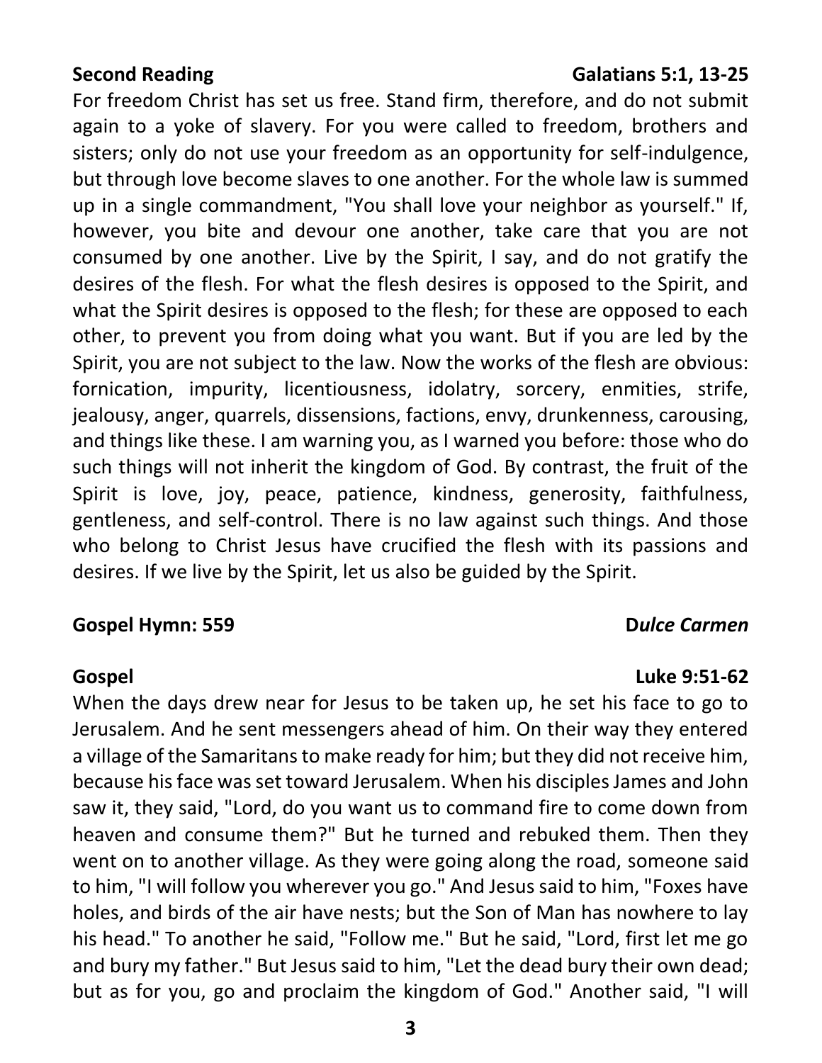**Second Reading** **Galatians 5:1, 13-25**

For freedom Christ has set us free. Stand firm, therefore, and do not submit again to a yoke of slavery. For you were called to freedom, brothers and sisters; only do not use your freedom as an opportunity for self-indulgence, but through love become slaves to one another. For the whole law is summed up in a single commandment, "You shall love your neighbor as yourself." If, however, you bite and devour one another, take care that you are not consumed by one another. Live by the Spirit, I say, and do not gratify the desires of the flesh. For what the flesh desires is opposed to the Spirit, and what the Spirit desires is opposed to the flesh; for these are opposed to each other, to prevent you from doing what you want. But if you are led by the Spirit, you are not subject to the law. Now the works of the flesh are obvious: fornication, impurity, licentiousness, idolatry, sorcery, enmities, strife, jealousy, anger, quarrels, dissensions, factions, envy, drunkenness, carousing, and things like these. I am warning you, as I warned you before: those who do such things will not inherit the kingdom of God. By contrast, the fruit of the Spirit is love, joy, peace, patience, kindness, generosity, faithfulness, gentleness, and self-control. There is no law against such things. And those who belong to Christ Jesus have crucified the flesh with its passions and desires. If we live by the Spirit, let us also be guided by the Spirit.

**Gospel Hymn: 559** **D*ulce Carmen***

**Gospel** **Luke 9:51-62**

When the days drew near for Jesus to be taken up, he set his face to go to Jerusalem. And he sent messengers ahead of him. On their way they entered a village of the Samaritans to make ready for him; but they did not receive him, because his face was set toward Jerusalem. When his disciples James and John saw it, they said, "Lord, do you want us to command fire to come down from heaven and consume them?" But he turned and rebuked them. Then they went on to another village. As they were going along the road, someone said to him, "I will follow you wherever you go." And Jesus said to him, "Foxes have holes, and birds of the air have nests; but the Son of Man has nowhere to lay his head." To another he said, "Follow me." But he said, "Lord, first let me go and bury my father." But Jesus said to him, "Let the dead bury their own dead; but as for you, go and proclaim the kingdom of God." Another said, "I will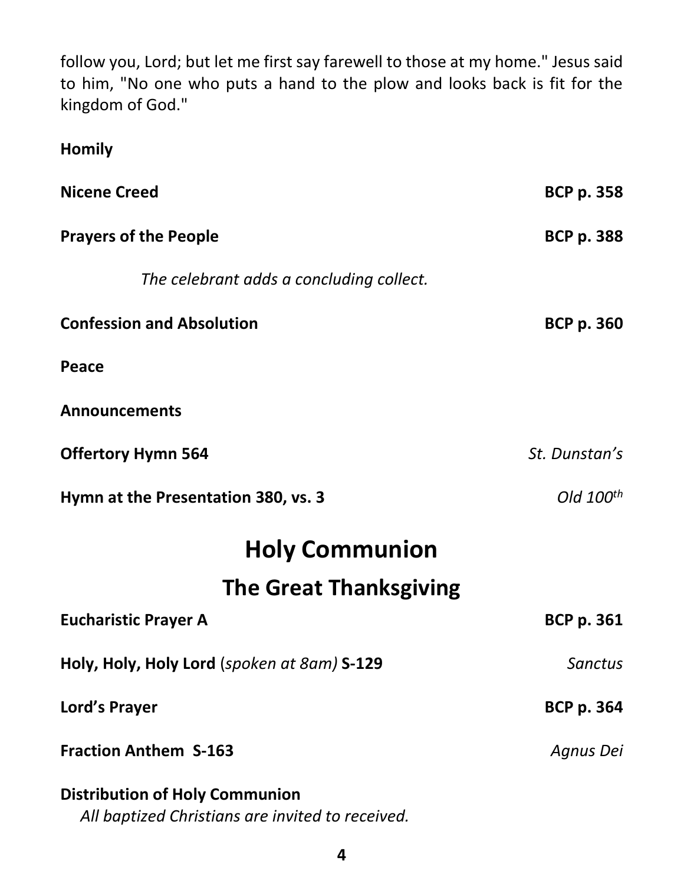follow you, Lord; but let me first say farewell to those at my home." Jesus said to him, "No one who puts a hand to the plow and looks back is fit for the kingdom of God."

**Homily**

**Nicene Creed** **BCP p. 358**

**Prayers of the People** **BCP p. 388**

*The celebrant adds a concluding collect.*

**Confession and Absolution** **BCP p. 360**

**Peace**

**Announcements**

**Offertory Hymn 564** *St. Dunstan's*

**Hymn at the Presentation 380, vs. 3** *Old 100th*

# Holy Communion

## The Great Thanksgiving

**Eucharistic Prayer A** **BCP p. 361**

**Holy, Holy, Holy Lord** (*spoken at 8am)* **S-129** *Sanctus*

**Lord's Prayer** **BCP p. 364**

**Fraction Anthem S-163** *Agnus Dei*

**Distribution of Holy Communion**

*All baptized Christians are invited to received.*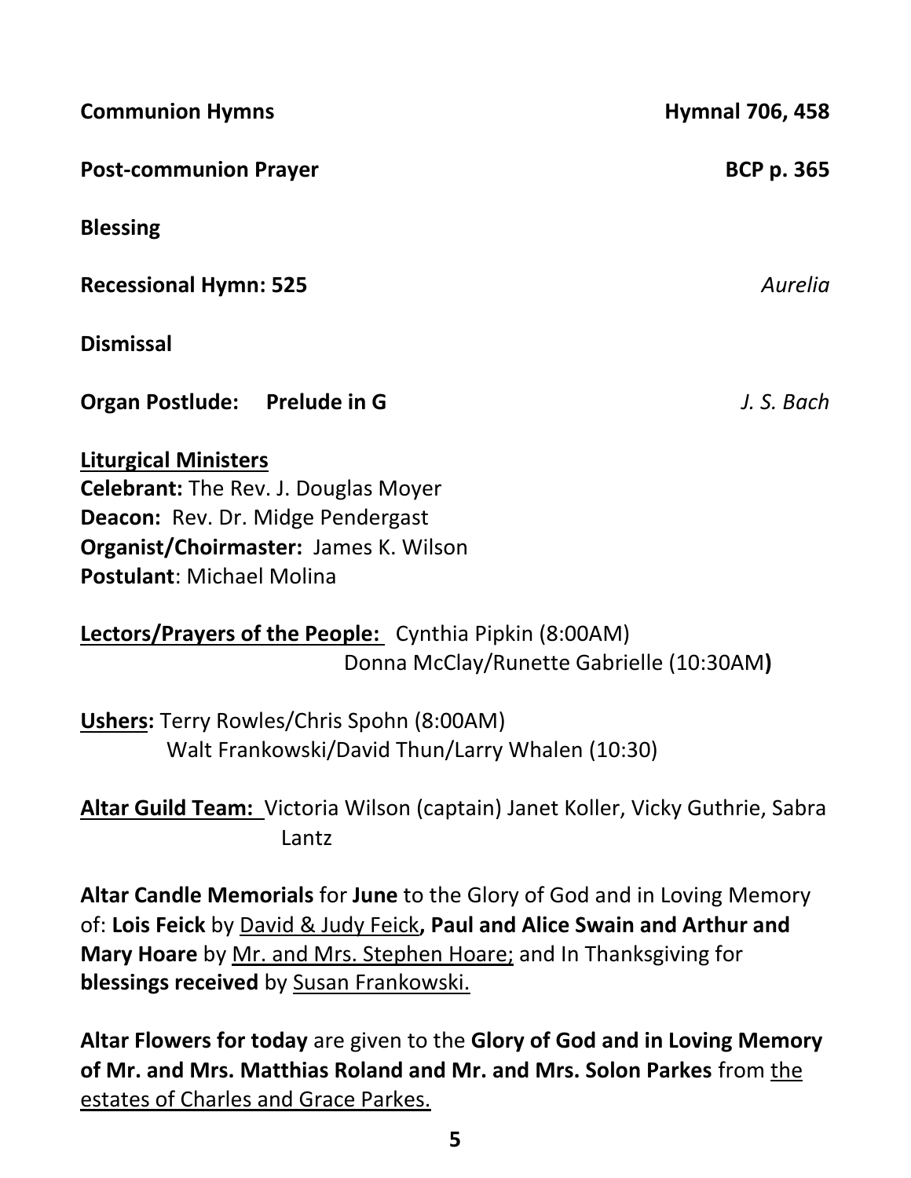**Communion Hymns** **Hymnal 706, 458**

**Post-communion Prayer** **BCP p. 365**

**Blessing**

**Recessional Hymn: 525** *Aurelia*

**Dismissal**

**Organ Postlude: Prelude in G** *J. S. Bach*

**Liturgical Ministers**
**Celebrant:** The Rev. J. Douglas Moyer
**Deacon:** Rev. Dr. Midge Pendergast
**Organist/Choirmaster:** James K. Wilson
**Postulant**: Michael Molina

**Lectors/Prayers of the People:** Cynthia Pipkin (8:00AM)
Donna McClay/Runette Gabrielle (10:30AM**)**

**Ushers:** Terry Rowles/Chris Spohn (8:00AM)
Walt Frankowski/David Thun/Larry Whalen (10:30)

**Altar Guild Team:** Victoria Wilson (captain) Janet Koller, Vicky Guthrie, Sabra Lantz

**Altar Candle Memorials** for **June** to the Glory of God and in Loving Memory of: **Lois Feick** by David & Judy Feick**, Paul and Alice Swain and Arthur and Mary Hoare** by Mr. and Mrs. Stephen Hoare; and In Thanksgiving for **blessings received** by Susan Frankowski.

**Altar Flowers for today** are given to the **Glory of God and in Loving Memory of Mr. and Mrs. Matthias Roland and Mr. and Mrs. Solon Parkes** from the estates of Charles and Grace Parkes.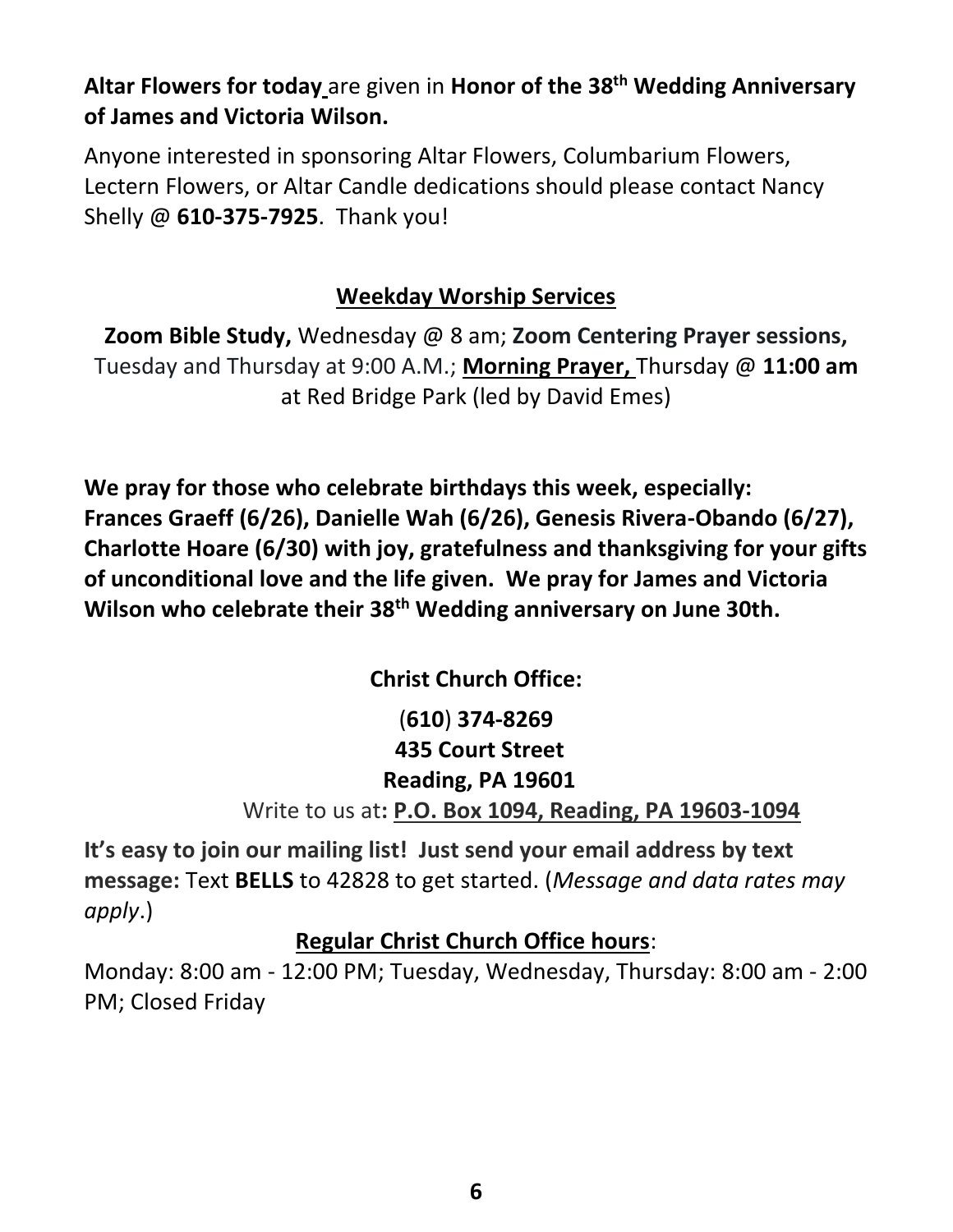**Altar Flowers for today** are given in **Honor of the 38th Wedding Anniversary of James and Victoria Wilson.**

Anyone interested in sponsoring Altar Flowers, Columbarium Flowers, Lectern Flowers, or Altar Candle dedications should please contact Nancy Shelly @ **610-375-7925**. Thank you!

## Weekday Worship Services

**Zoom Bible Study,** Wednesday @ 8 am; **Zoom Centering Prayer sessions,** Tuesday and Thursday at 9:00 A.M.; **Morning Prayer,** Thursday @ **11:00 am** at Red Bridge Park (led by David Emes)

**We pray for those who celebrate birthdays this week, especially: Frances Graeff (6/26), Danielle Wah (6/26), Genesis Rivera-Obando (6/27), Charlotte Hoare (6/30) with joy, gratefulness and thanksgiving for your gifts of unconditional love and the life given. We pray for James and Victoria Wilson who celebrate their 38th Wedding anniversary on June 30th.**

**Christ Church Office:**

**(610) 374-8269**
**435 Court Street**
**Reading, PA 19601**

Write to us at**: P.O. Box 1094, Reading, PA 19603-1094**

**It's easy to join our mailing list! Just send your email address by text message:** Text **BELLS** to 42828 to get started. (*Message and data rates may apply*.)

**Regular Christ Church Office hours**:

Monday: 8:00 am - 12:00 PM; Tuesday, Wednesday, Thursday: 8:00 am - 2:00 PM; Closed Friday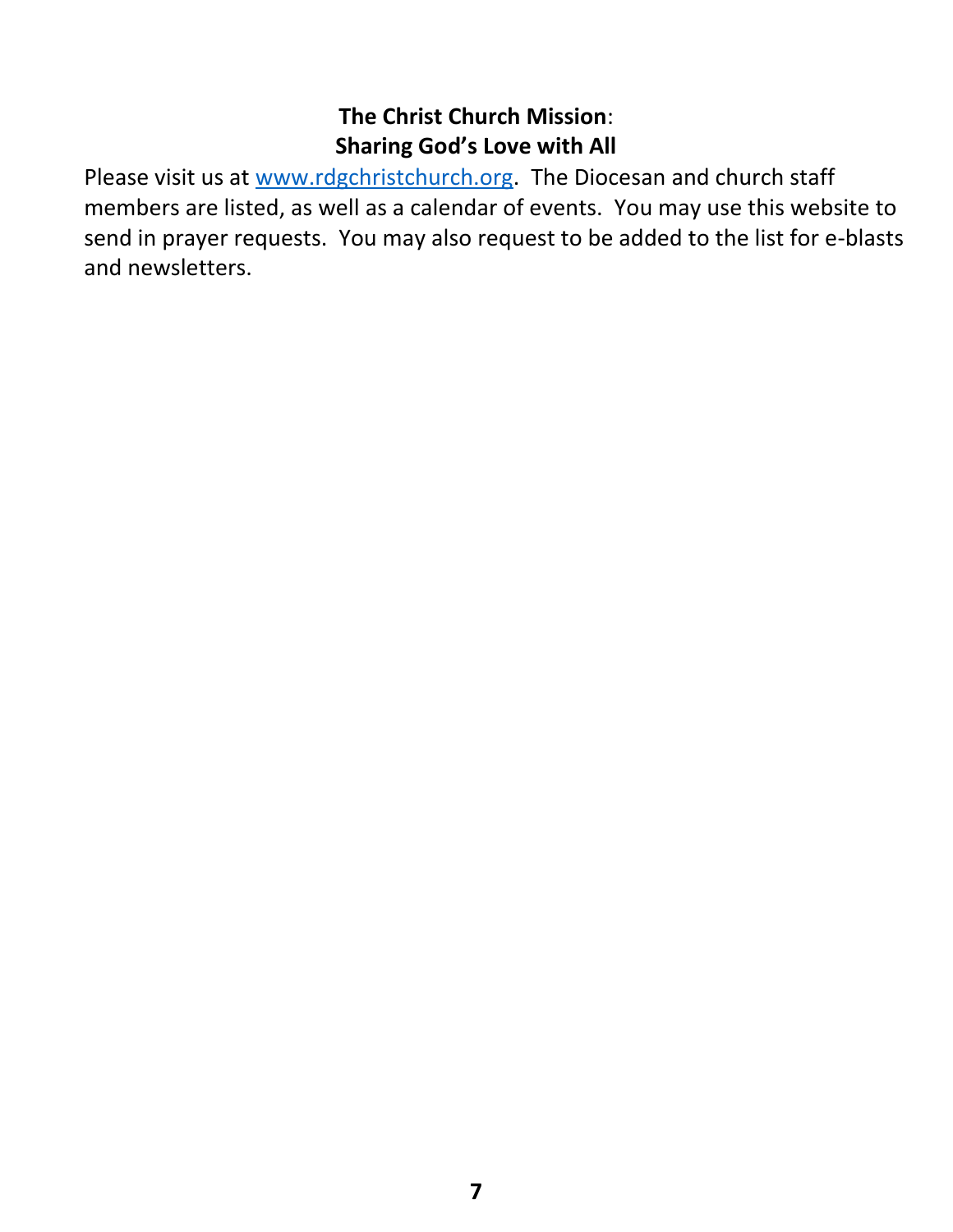**The Christ Church Mission**:
**Sharing God's Love with All**

Please visit us at [www.rdgchristchurch.org](http://www.rdgchristchurch.org). The Diocesan and church staff members are listed, as well as a calendar of events. You may use this website to send in prayer requests. You may also request to be added to the list for e-blasts and newsletters.